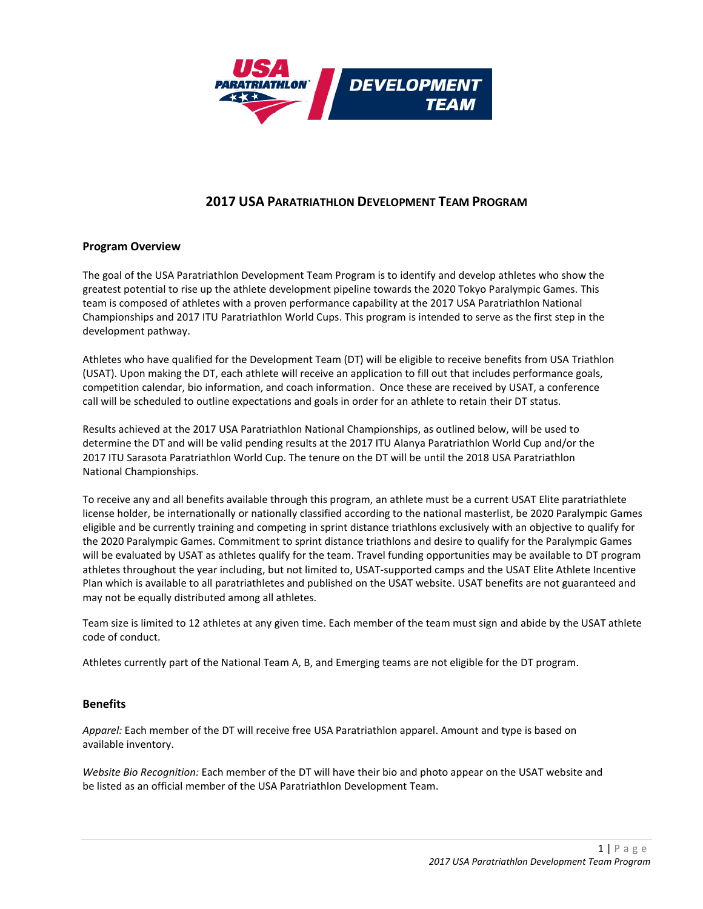# 2017 USA Paratriathlon Development Team Program

## Program Overview

The goal of the USA Paratriathlon Development Team Program is to identify and develop athletes who show the greatest potential to rise up the athlete development pipeline towards the 2020 Tokyo Paralympic Games. This team is composed of athletes with a proven performance capability at the 2017 USA Paratriathlon National Championships and 2017 ITU Paratriathlon World Cups. This program is intended to serve as the first step in the development pathway.

Athletes who have qualified for the Development Team (DT) will be eligible to receive benefits from USA Triathlon (USAT). Upon making the DT, each athlete will receive an application to fill out that includes performance goals, competition calendar, bio information, and coach information. Once these are received by USAT, a conference call will be scheduled to outline expectations and goals in order for an athlete to retain their DT status.

Results achieved at the 2017 USA Paratriathlon National Championships, as outlined below, will be used to determine the DT and will be valid pending results at the 2017 ITU Alanya Paratriathlon World Cup and/or the 2017 ITU Sarasota Paratriathlon World Cup. The tenure on the DT will be until the 2018 USA Paratriathlon National Championships.

To receive any and all benefits available through this program, an athlete must be a current USAT Elite paratriathlete license holder, be internationally or nationally classified according to the national masterlist, be 2020 Paralympic Games eligible and be currently training and competing in sprint distance triathlons exclusively with an objective to qualify for the 2020 Paralympic Games. Commitment to sprint distance triathlons and desire to qualify for the Paralympic Games will be evaluated by USAT as athletes qualify for the team. Travel funding opportunities may be available to DT program athletes throughout the year including, but not limited to, USAT-supported camps and the USAT Elite Athlete Incentive Plan which is available to all paratriathletes and published on the USAT website. USAT benefits are not guaranteed and may not be equally distributed among all athletes.

Team size is limited to 12 athletes at any given time. Each member of the team must sign and abide by the USAT athlete code of conduct.

Athletes currently part of the National Team A, B, and Emerging teams are not eligible for the DT program.

## Benefits

*Apparel:* Each member of the DT will receive free USA Paratriathlon apparel. Amount and type is based on available inventory.

*Website Bio Recognition:* Each member of the DT will have their bio and photo appear on the USAT website and be listed as an official member of the USA Paratriathlon Development Team.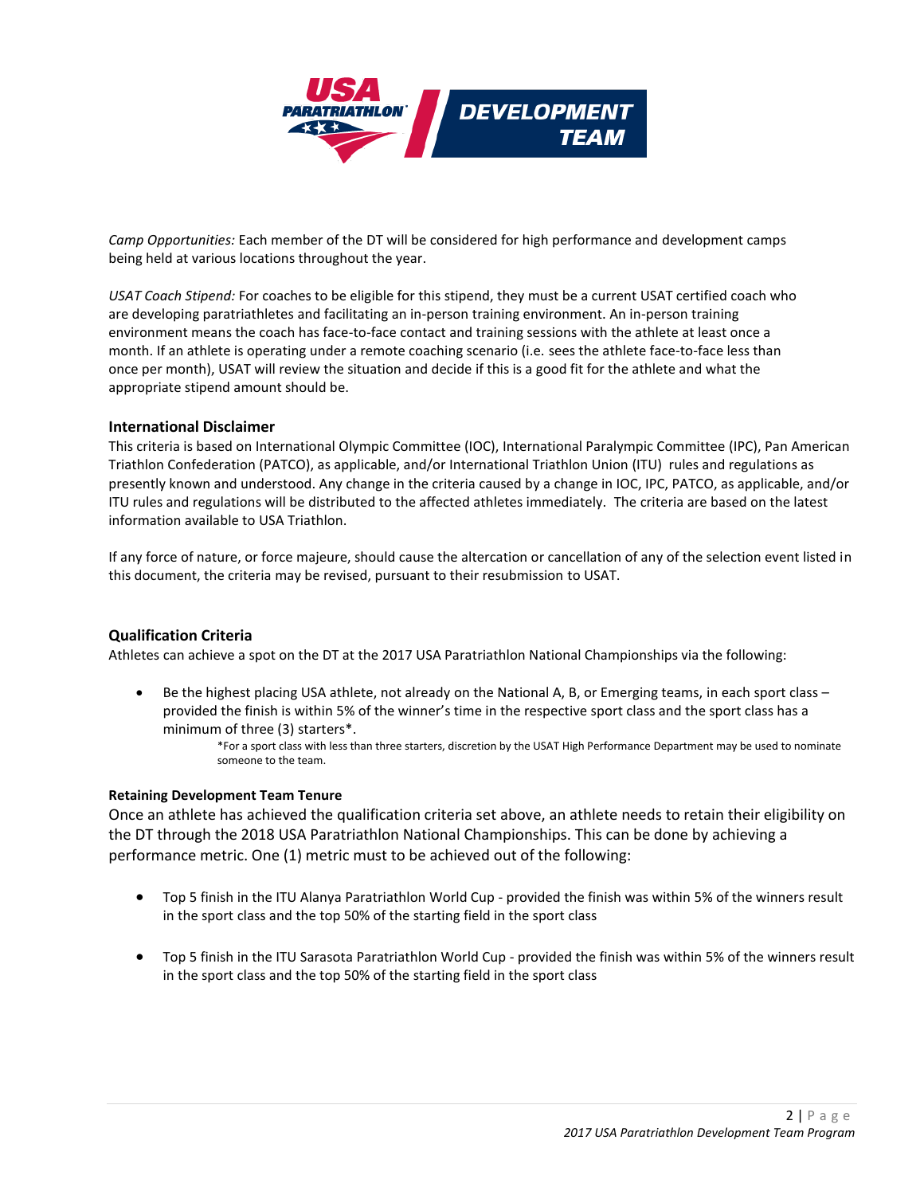*Camp Opportunities:* Each member of the DT will be considered for high performance and development camps being held at various locations throughout the year.

*USAT Coach Stipend:* For coaches to be eligible for this stipend, they must be a current USAT certified coach who are developing paratriathletes and facilitating an in-person training environment. An in-person training environment means the coach has face-to-face contact and training sessions with the athlete at least once a month. If an athlete is operating under a remote coaching scenario (i.e. sees the athlete face-to-face less than once per month), USAT will review the situation and decide if this is a good fit for the athlete and what the appropriate stipend amount should be.

## International Disclaimer

This criteria is based on International Olympic Committee (IOC), International Paralympic Committee (IPC), Pan American Triathlon Confederation (PATCO), as applicable, and/or International Triathlon Union (ITU) rules and regulations as presently known and understood. Any change in the criteria caused by a change in IOC, IPC, PATCO, as applicable, and/or ITU rules and regulations will be distributed to the affected athletes immediately. The criteria are based on the latest information available to USA Triathlon.

If any force of nature, or force majeure, should cause the altercation or cancellation of any of the selection event listed in this document, the criteria may be revised, pursuant to their resubmission to USAT.

## Qualification Criteria

Athletes can achieve a spot on the DT at the 2017 USA Paratriathlon National Championships via the following:

- Be the highest placing USA athlete, not already on the National A, B, or Emerging teams, in each sport class – provided the finish is within 5% of the winner's time in the respective sport class and the sport class has a minimum of three (3) starters*.

  *For a sport class with less than three starters, discretion by the USAT High Performance Department may be used to nominate someone to the team.

### Retaining Development Team Tenure

Once an athlete has achieved the qualification criteria set above, an athlete needs to retain their eligibility on the DT through the 2018 USA Paratriathlon National Championships. This can be done by achieving a performance metric. One (1) metric must to be achieved out of the following:

- Top 5 finish in the ITU Alanya Paratriathlon World Cup - provided the finish was within 5% of the winners result in the sport class and the top 50% of the starting field in the sport class

- Top 5 finish in the ITU Sarasota Paratriathlon World Cup - provided the finish was within 5% of the winners result in the sport class and the top 50% of the starting field in the sport class